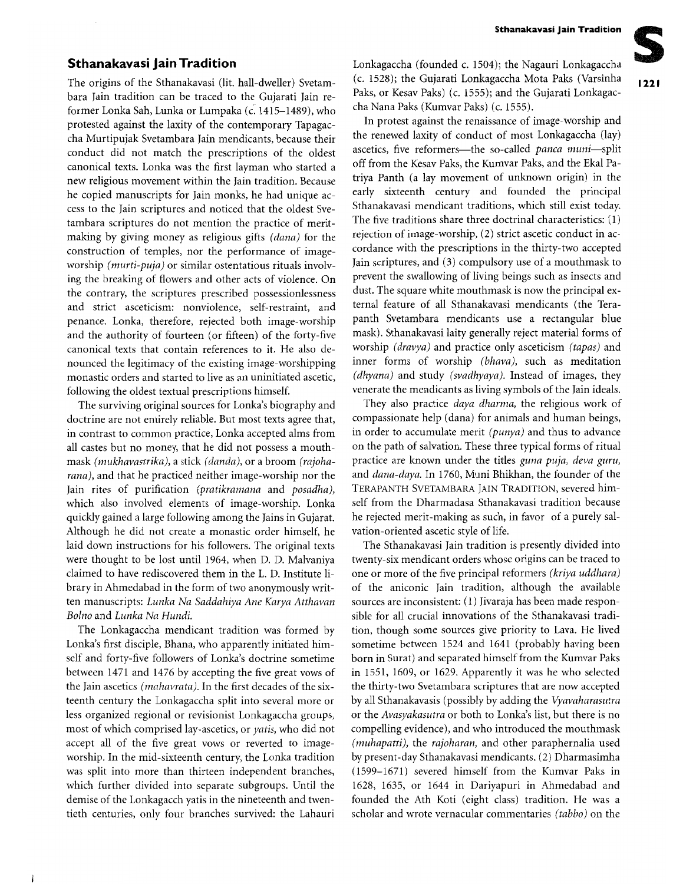## Sthanakavasi Jain Tradition

The origins of the Sthanakavasi (lit. hall-dweller) Svetambara Jain tradition can be traced to the Gujarati Jain reformer Lonka Sah, Lunka or Lumpaka (c. 1415–1489), who protested against the laxity of the contemporary Tapagaccha Murtipujak Svetambara Jain mendicants, because their conduct did not match the prescriptions of the oldest canonical texts. Lonka was the first layman who started a new religious movement within the Jain tradition. Because he copied manuscripts for Jain monks, he had unique access to the Jain scriptures and noticed that the oldest Svetambara scriptures do not mention the practice of merit-making by giving money as religious gifts *(dana)* for the construction of temples, nor the performance of image-worship *(murti-puja)* or similar ostentatious rituals involving the breaking of flowers and other acts of violence. On the contrary, the scriptures prescribed possessionlessness and strict asceticism: nonviolence, self-restraint, and penance. Lonka, therefore, rejected both image-worship and the authority of fourteen (or fifteen) of the forty-five canonical texts that contain references to it. He also denounced the legitimacy of the existing image-worshipping monastic orders and started to live as an uninitiated ascetic, following the oldest textual prescriptions himself.

The surviving original sources for Lonka's biography and doctrine are not entirely reliable. But most texts agree that, in contrast to common practice, Lonka accepted alms from all castes but no money, that he did not possess a mouthmask *(mukhavastrika)*, a stick *(danda)*, or a broom *(rajoharana)*, and that he practiced neither image-worship nor the Jain rites of purification *(pratikramana* and *posadha)*, which also involved elements of image-worship. Lonka quickly gained a large following among the Jains in Gujarat. Although he did not create a monastic order himself, he laid down instructions for his followers. The original texts were thought to be lost until 1964, when D. D. Malvaniya claimed to have rediscovered them in the L. D. Institute library in Ahmedabad in the form of two anonymously written manuscripts: *Lunka Na Saddahiya Ane Karya Atthavan Bolno* and *Lunka Na Hundi.*

The Lonkagaccha mendicant tradition was formed by Lonka's first disciple, Bhana, who apparently initiated himself and forty-five followers of Lonka's doctrine sometime between 1471 and 1476 by accepting the five great vows of the Jain ascetics *(mahavrata)*. In the first decades of the sixteenth century the Lonkagaccha split into several more or less organized regional or revisionist Lonkagaccha groups, most of which comprised lay-ascetics, or *yatis,* who did not accept all of the five great vows or reverted to image-worship. In the mid-sixteenth century, the Lonka tradition was split into more than thirteen independent branches, which further divided into separate subgroups. Until the demise of the Lonkagacch yatis in the nineteenth and twentieth centuries, only four branches survived: the Lahauri Lonkagaccha (founded c. 1504); the Nagauri Lonkagaccha (c. 1528); the Gujarati Lonkagaccha Mota Paks (Varsinha Paks, or Kesav Paks) (c. 1555); and the Gujarati Lonkagaccha Nana Paks (Kumvar Paks) (c. 1555).

In protest against the renaissance of image-worship and the renewed laxity of conduct of most Lonkagaccha (lay) ascetics, five reformers—the so-called *panca muni*—split off from the Kesav Paks, the Kumvar Paks, and the Ekal Patriya Panth (a lay movement of unknown origin) in the early sixteenth century and founded the principal Sthanakavasi mendicant traditions, which still exist today. The five traditions share three doctrinal characteristics: (1) rejection of image-worship, (2) strict ascetic conduct in accordance with the prescriptions in the thirty-two accepted Jain scriptures, and (3) compulsory use of a mouthmask to prevent the swallowing of living beings such as insects and dust. The square white mouthmask is now the principal external feature of all Sthanakavasi mendicants (the Terapanth Svetambara mendicants use a rectangular blue mask). Sthanakavasi laity generally reject material forms of worship *(dravya)* and practice only asceticism *(tapas)* and inner forms of worship *(bhava)*, such as meditation *(dhyana)* and study *(svadhyaya)*. Instead of images, they venerate the mendicants as living symbols of the Jain ideals.

They also practice *daya dharma*, the religious work of compassionate help (dana) for animals and human beings, in order to accumulate merit *(punya)* and thus to advance on the path of salvation. These three typical forms of ritual practice are known under the titles *guna puja, deva guru,* and *dana-daya.* In 1760, Muni Bhikhan, the founder of the TERAPANTH SVETAMBARA JAIN TRADITION, severed himself from the Dharmadasa Sthanakavasi tradition because he rejected merit-making as such, in favor of a purely salvation-oriented ascetic style of life.

The Sthanakavasi Jain tradition is presently divided into twenty-six mendicant orders whose origins can be traced to one or more of the five principal reformers *(kriya uddhara)* of the aniconic Jain tradition, although the available sources are inconsistent: (1) Jivaraja has been made responsible for all crucial innovations of the Sthanakavasi tradition, though some sources give priority to Lava. He lived sometime between 1524 and 1641 (probably having been born in Surat) and separated himself from the Kumvar Paks in 1551, 1609, or 1629. Apparently it was he who selected the thirty-two Svetambara scriptures that are now accepted by all Sthanakavasis (possibly by adding the *Vyavaharasutra* or the *Avasyakasutra* or both to Lonka's list, but there is no compelling evidence), and who introduced the mouthmask *(muhapatti)*, the *rajoharan,* and other paraphernalia used by present-day Sthanakavasi mendicants. (2) Dharmasimha (1599–1671) severed himself from the Kumvar Paks in 1628, 1635, or 1644 in Dariyapuri in Ahmedabad and founded the Ath Koti (eight class) tradition. He was a scholar and wrote vernacular commentaries *(tabbo)* on the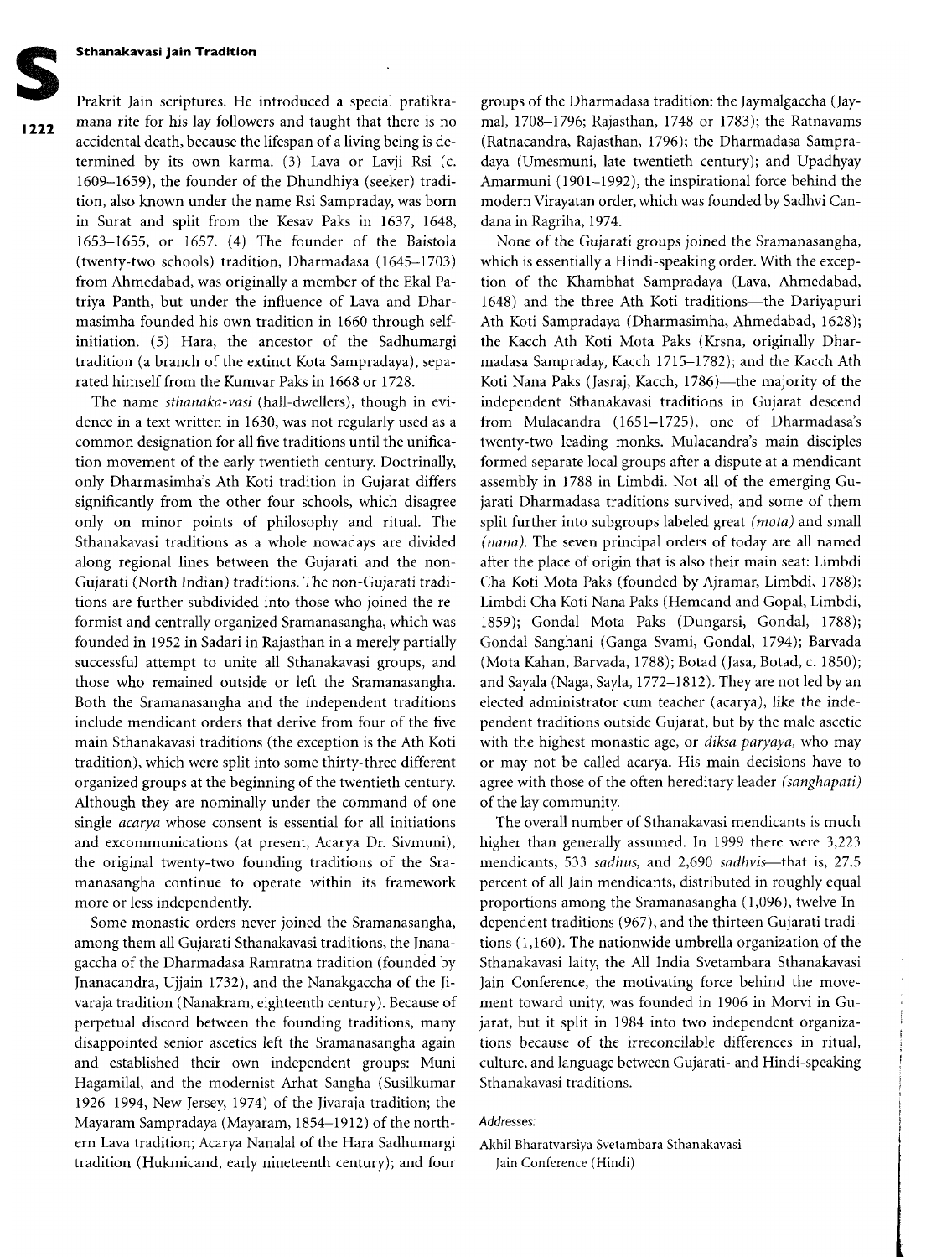Prakrit Jain scriptures. He introduced a special pratikramana rite for his lay followers and taught that there is no accidental death, because the lifespan of a living being is determined by its own karma. (3) Lava or Lavji Rsi (c. 1609–1659), the founder of the Dhundhiya (seeker) tradition, also known under the name Rsi Sampraday, was born in Surat and split from the Kesav Paks in 1637, 1648, 1653–1655, or 1657. (4) The founder of the Baistola (twenty-two schools) tradition, Dharmadasa (1645–1703) from Ahmedabad, was originally a member of the Ekal Patriya Panth, but under the influence of Lava and Dharmasimha founded his own tradition in 1660 through self-initiation. (5) Hara, the ancestor of the Sadhumargi tradition (a branch of the extinct Kota Sampradaya), separated himself from the Kumvar Paks in 1668 or 1728.

The name *sthanaka-vasi* (hall-dwellers), though in evidence in a text written in 1630, was not regularly used as a common designation for all five traditions until the unification movement of the early twentieth century. Doctrinally, only Dharmasimha's Ath Koti tradition in Gujarat differs significantly from the other four schools, which disagree only on minor points of philosophy and ritual. The Sthanakavasi traditions as a whole nowadays are divided along regional lines between the Gujarati and the non-Gujarati (North Indian) traditions. The non-Gujarati traditions are further subdivided into those who joined the reformist and centrally organized Sramanasangha, which was founded in 1952 in Sadari in Rajasthan in a merely partially successful attempt to unite all Sthanakavasi groups, and those who remained outside or left the Sramanasangha. Both the Sramanasangha and the independent traditions include mendicant orders that derive from four of the five main Sthanakavasi traditions (the exception is the Ath Koti tradition), which were split into some thirty-three different organized groups at the beginning of the twentieth century. Although they are nominally under the command of one single *acarya* whose consent is essential for all initiations and excommunications (at present, Acarya Dr. Sivmuni), the original twenty-two founding traditions of the Sramanasangha continue to operate within its framework more or less independently.

Some monastic orders never joined the Sramanasangha, among them all Gujarati Sthanakavasi traditions, the Jnanagaccha of the Dharmadasa Ramratna tradition (founded by Jnanacandra, Ujjain 1732), and the Nanakgaccha of the Jivaraja tradition (Nanakram, eighteenth century). Because of perpetual discord between the founding traditions, many disappointed senior ascetics left the Sramanasangha again and established their own independent groups: Muni Hagamilal, and the modernist Arhat Sangha (Susilkumar 1926–1994, New Jersey, 1974) of the Jivaraja tradition; the Mayaram Sampradaya (Mayaram, 1854–1912) of the northern Lava tradition; Acarya Nanalal of the Hara Sadhumargi tradition (Hukmicand, early nineteenth century); and four groups of the Dharmadasa tradition: the Jaymalgaccha (Jaymal, 1708–1796; Rajasthan, 1748 or 1783); the Ratnavams (Ratnacandra, Rajasthan, 1796); the Dharmadasa Sampradaya (Umesmuni, late twentieth century); and Upadhyay Amarmuni (1901–1992), the inspirational force behind the modern Virayatan order, which was founded by Sadhvi Candana in Ragriha, 1974.

None of the Gujarati groups joined the Sramanasangha, which is essentially a Hindi-speaking order. With the exception of the Khambhat Sampradaya (Lava, Ahmedabad, 1648) and the three Ath Koti traditions—the Dariyapuri Ath Koti Sampradaya (Dharmasimha, Ahmedabad, 1628); the Kacch Ath Koti Mota Paks (Krsna, originally Dharmadasa Sampraday, Kacch 1715–1782); and the Kacch Ath Koti Nana Paks (Jasraj, Kacch, 1786)—the majority of the independent Sthanakavasi traditions in Gujarat descend from Mulacandra (1651–1725), one of Dharmadasa's twenty-two leading monks. Mulacandra's main disciples formed separate local groups after a dispute at a mendicant assembly in 1788 in Limbdi. Not all of the emerging Gujarati Dharmadasa traditions survived, and some of them split further into subgroups labeled great *(mota)* and small *(nana)*. The seven principal orders of today are all named after the place of origin that is also their main seat: Limbdi Cha Koti Mota Paks (founded by Ajramar, Limbdi, 1788); Limbdi Cha Koti Nana Paks (Hemcand and Gopal, Limbdi, 1859); Gondal Mota Paks (Dungarsi, Gondal, 1788); Gondal Sanghani (Ganga Svami, Gondal, 1794); Barvada (Mota Kahan, Barvada, 1788); Botad (Jasa, Botad, c. 1850); and Sayala (Naga, Sayla, 1772–1812). They are not led by an elected administrator cum teacher (acarya), like the independent traditions outside Gujarat, but by the male ascetic with the highest monastic age, or *diksa paryaya*, who may or may not be called acarya. His main decisions have to agree with those of the often hereditary leader *(sanghapati)* of the lay community.

The overall number of Sthanakavasi mendicants is much higher than generally assumed. In 1999 there were 3,223 mendicants, 533 *sadhus*, and 2,690 *sadhvis*—that is, 27.5 percent of all Jain mendicants, distributed in roughly equal proportions among the Sramanasangha (1,096), twelve Independent traditions (967), and the thirteen Gujarati traditions (1,160). The nationwide umbrella organization of the Sthanakavasi laity, the All India Svetambara Sthanakavasi Jain Conference, the motivating force behind the movement toward unity, was founded in 1906 in Morvi in Gujarat, but it split in 1984 into two independent organizations because of the irreconcilable differences in ritual, culture, and language between Gujarati- and Hindi-speaking Sthanakavasi traditions.

*Addresses:*

Akhil Bharatvarsiya Svetambara Sthanakavasi Jain Conference (Hindi)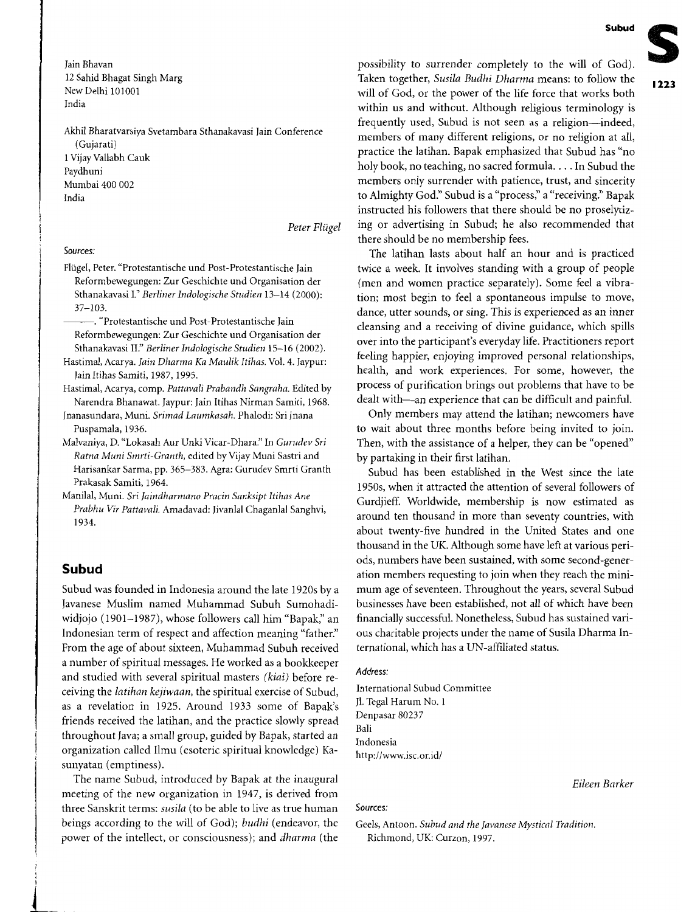Jain Bhavan
12 Sahid Bhagat Singh Marg
New Delhi 101001
India

Akhil Bharatvarsiya Svetambara Sthanakavasi Jain Conference (Gujarati)
1 Vijay Vallabh Cauk
Paydhuni
Mumbai 400 002
India

*Peter Flügel*

*Sources:*

Flügel, Peter. "Protestantische und Post-Protestantische Jain Reformbewegungen: Zur Geschichte und Organisation der Sthanakavasi I." *Berliner Indologische Studien* 13–14 (2000): 37–103.

———. "Protestantische und Post-Protestantische Jain Reformbewegungen: Zur Geschichte und Organisation der Sthanakavasi II." *Berliner Indologische Studien* 15–16 (2002).

Hastimal, Acarya. *Jain Dharma Ka Maulik Itihas.* Vol. 4. Jaypur: Jain Itihas Samiti, 1987, 1995.

Hastimal, Acarya, comp. *Pattavali Prabandh Sangraha.* Edited by Narendra Bhanawat. Jaypur: Jain Itihas Nirman Samiti, 1968.

Jnanasundara, Muni. *Srimad Laumkasah.* Phalodi: Sri Jnana Puspamala, 1936.

Malvaniya, D. "Lokasah Aur Unki Vicar-Dhara." In *Gurudev Sri Ratna Muni Smrti-Granth,* edited by Vijay Muni Sastri and Harisankar Sarma, pp. 365–383. Agra: Gurudev Smrti Granth Prakasak Samiti, 1964.

Manilal, Muni. *Sri Jaindharmano Pracin Sanksipt Itihas Ane Prabhu Vir Pattavali.* Amadavad: Jivanlal Chaganlal Sanghvi, 1934.

## Subud

Subud was founded in Indonesia around the late 1920s by a Javanese Muslim named Muhammad Subuh Sumohadiwidjojo (1901–1987), whose followers call him "Bapak," an Indonesian term of respect and affection meaning "father." From the age of about sixteen, Muhammad Subuh received a number of spiritual messages. He worked as a bookkeeper and studied with several spiritual masters *(kiai)* before receiving the *latihan kejiwaan,* the spiritual exercise of Subud, as a revelation in 1925. Around 1933 some of Bapak's friends received the latihan, and the practice slowly spread throughout Java; a small group, guided by Bapak, started an organization called Ilmu (esoteric spiritual knowledge) Kasunyatan (emptiness).

The name Subud, introduced by Bapak at the inaugural meeting of the new organization in 1947, is derived from three Sanskrit terms: *susila* (to be able to live as true human beings according to the will of God); *budhi* (endeavor, the power of the intellect, or consciousness); and *dharma* (the possibility to surrender completely to the will of God). Taken together, *Susila Budhi Dharma* means: to follow the will of God, or the power of the life force that works both within us and without. Although religious terminology is frequently used, Subud is not seen as a religion—indeed, members of many different religions, or no religion at all, practice the latihan. Bapak emphasized that Subud has "no holy book, no teaching, no sacred formula. . . . In Subud the members only surrender with patience, trust, and sincerity to Almighty God." Subud is a "process," a "receiving." Bapak instructed his followers that there should be no proselytizing or advertising in Subud; he also recommended that there should be no membership fees.

The latihan lasts about half an hour and is practiced twice a week. It involves standing with a group of people (men and women practice separately). Some feel a vibration; most begin to feel a spontaneous impulse to move, dance, utter sounds, or sing. This is experienced as an inner cleansing and a receiving of divine guidance, which spills over into the participant's everyday life. Practitioners report feeling happier, enjoying improved personal relationships, health, and work experiences. For some, however, the process of purification brings out problems that have to be dealt with—an experience that can be difficult and painful.

Only members may attend the latihan; newcomers have to wait about three months before being invited to join. Then, with the assistance of a helper, they can be "opened" by partaking in their first latihan.

Subud has been established in the West since the late 1950s, when it attracted the attention of several followers of Gurdjieff. Worldwide, membership is now estimated as around ten thousand in more than seventy countries, with about twenty-five hundred in the United States and one thousand in the UK. Although some have left at various periods, numbers have been sustained, with some second-generation members requesting to join when they reach the minimum age of seventeen. Throughout the years, several Subud businesses have been established, not all of which have been financially successful. Nonetheless, Subud has sustained various charitable projects under the name of Susila Dharma International, which has a UN-affiliated status.

*Address:*

International Subud Committee
Jl. Tegal Harum No. 1
Denpasar 80237
Bali
Indonesia
http://www.isc.or.id/

*Eileen Barker*

*Sources:*

Geels, Antoon. *Subud and the Javanese Mystical Tradition.* Richmond, UK: Curzon, 1997.